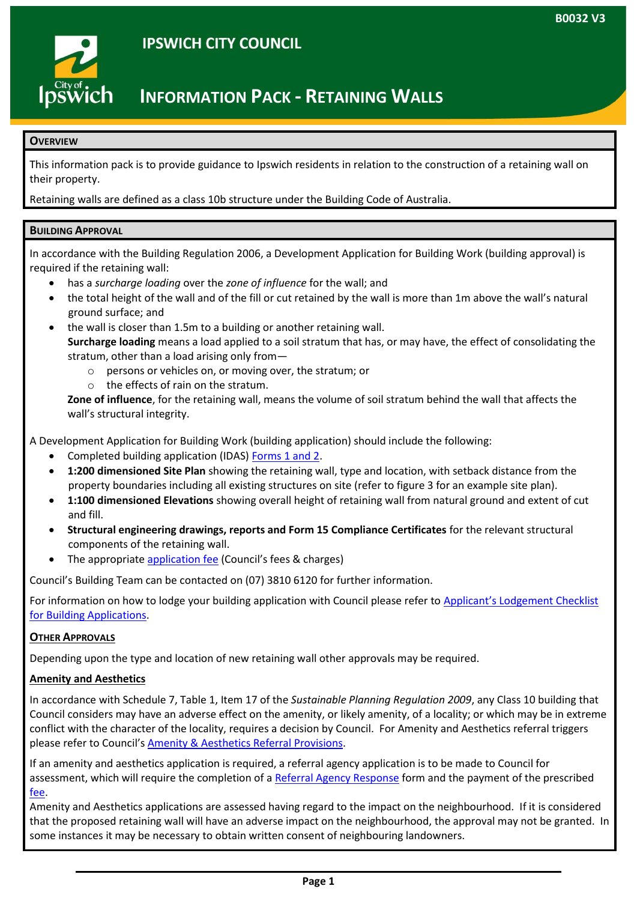B0032 V3

# IPSWICH CITY COUNCIL

# INFORMATION PACK - RETAINING WALLS

## OVERVIEW

This information pack is to provide guidance to Ipswich residents in relation to the construction of a retaining wall on their property.

Retaining walls are defined as a class 10b structure under the Building Code of Australia.

## BUILDING APPROVAL

In accordance with the Building Regulation 2006, a Development Application for Building Work (building approval) is required if the retaining wall:

- has a *surcharge loading* over the *zone of influence* for the wall; and
- the total height of the wall and of the fill or cut retained by the wall is more than 1m above the wall's natural ground surface; and
- the wall is closer than 1.5m to a building or another retaining wall.

  **Surcharge loading** means a load applied to a soil stratum that has, or may have, the effect of consolidating the stratum, other than a load arising only from—
    - persons or vehicles on, or moving over, the stratum; or
    - the effects of rain on the stratum.

  **Zone of influence**, for the retaining wall, means the volume of soil stratum behind the wall that affects the wall's structural integrity.

A Development Application for Building Work (building application) should include the following:

- Completed building application (IDAS) Forms 1 and 2.
- **1:200 dimensioned Site Plan** showing the retaining wall, type and location, with setback distance from the property boundaries including all existing structures on site (refer to figure 3 for an example site plan).
- **1:100 dimensioned Elevations** showing overall height of retaining wall from natural ground and extent of cut and fill.
- **Structural engineering drawings, reports and Form 15 Compliance Certificates** for the relevant structural components of the retaining wall.
- The appropriate application fee (Council's fees & charges)

Council's Building Team can be contacted on (07) 3810 6120 for further information.

For information on how to lodge your building application with Council please refer to Applicant's Lodgement Checklist for Building Applications.

### OTHER APPROVALS

Depending upon the type and location of new retaining wall other approvals may be required.

#### Amenity and Aesthetics

In accordance with Schedule 7, Table 1, Item 17 of the *Sustainable Planning Regulation 2009*, any Class 10 building that Council considers may have an adverse effect on the amenity, or likely amenity, of a locality; or which may be in extreme conflict with the character of the locality, requires a decision by Council. For Amenity and Aesthetics referral triggers please refer to Council's Amenity & Aesthetics Referral Provisions.

If an amenity and aesthetics application is required, a referral agency application is to be made to Council for assessment, which will require the completion of a Referral Agency Response form and the payment of the prescribed fee.

Amenity and Aesthetics applications are assessed having regard to the impact on the neighbourhood. If it is considered that the proposed retaining wall will have an adverse impact on the neighbourhood, the approval may not be granted. In some instances it may be necessary to obtain written consent of neighbouring landowners.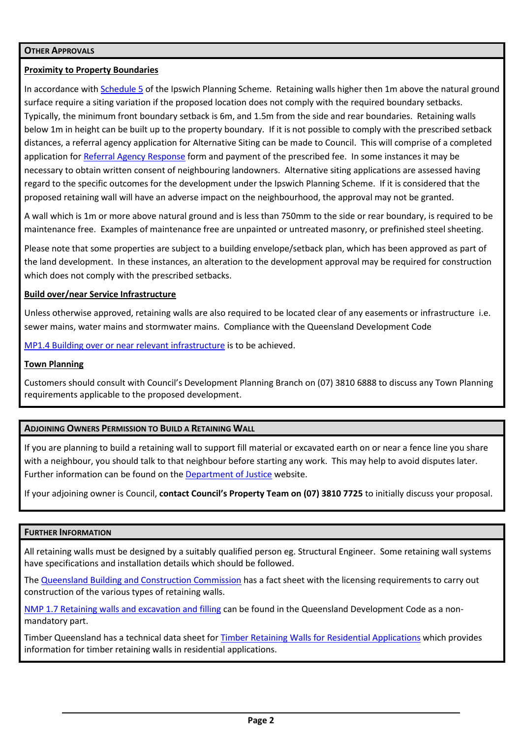## Other Approvals

**Proximity to Property Boundaries**

In accordance with Schedule 5 of the Ipswich Planning Scheme. Retaining walls higher then 1m above the natural ground surface require a siting variation if the proposed location does not comply with the required boundary setbacks. Typically, the minimum front boundary setback is 6m, and 1.5m from the side and rear boundaries. Retaining walls below 1m in height can be built up to the property boundary. If it is not possible to comply with the prescribed setback distances, a referral agency application for Alternative Siting can be made to Council. This will comprise of a completed application for Referral Agency Response form and payment of the prescribed fee. In some instances it may be necessary to obtain written consent of neighbouring landowners. Alternative siting applications are assessed having regard to the specific outcomes for the development under the Ipswich Planning Scheme. If it is considered that the proposed retaining wall will have an adverse impact on the neighbourhood, the approval may not be granted.

A wall which is 1m or more above natural ground and is less than 750mm to the side or rear boundary, is required to be maintenance free. Examples of maintenance free are unpainted or untreated masonry, or prefinished steel sheeting.

Please note that some properties are subject to a building envelope/setback plan, which has been approved as part of the land development. In these instances, an alteration to the development approval may be required for construction which does not comply with the prescribed setbacks.

**Build over/near Service Infrastructure**

Unless otherwise approved, retaining walls are also required to be located clear of any easements or infrastructure i.e. sewer mains, water mains and stormwater mains. Compliance with the Queensland Development Code

MP1.4 Building over or near relevant infrastructure is to be achieved.

**Town Planning**

Customers should consult with Council's Development Planning Branch on (07) 3810 6888 to discuss any Town Planning requirements applicable to the proposed development.

## Adjoining Owners Permission to Build a Retaining Wall

If you are planning to build a retaining wall to support fill material or excavated earth on or near a fence line you share with a neighbour, you should talk to that neighbour before starting any work. This may help to avoid disputes later. Further information can be found on the Department of Justice website.

If your adjoining owner is Council, **contact Council's Property Team on (07) 3810 7725** to initially discuss your proposal.

## Further Information

All retaining walls must be designed by a suitably qualified person eg. Structural Engineer. Some retaining wall systems have specifications and installation details which should be followed.

The Queensland Building and Construction Commission has a fact sheet with the licensing requirements to carry out construction of the various types of retaining walls.

NMP 1.7 Retaining walls and excavation and filling can be found in the Queensland Development Code as a non-mandatory part.

Timber Queensland has a technical data sheet for Timber Retaining Walls for Residential Applications which provides information for timber retaining walls in residential applications.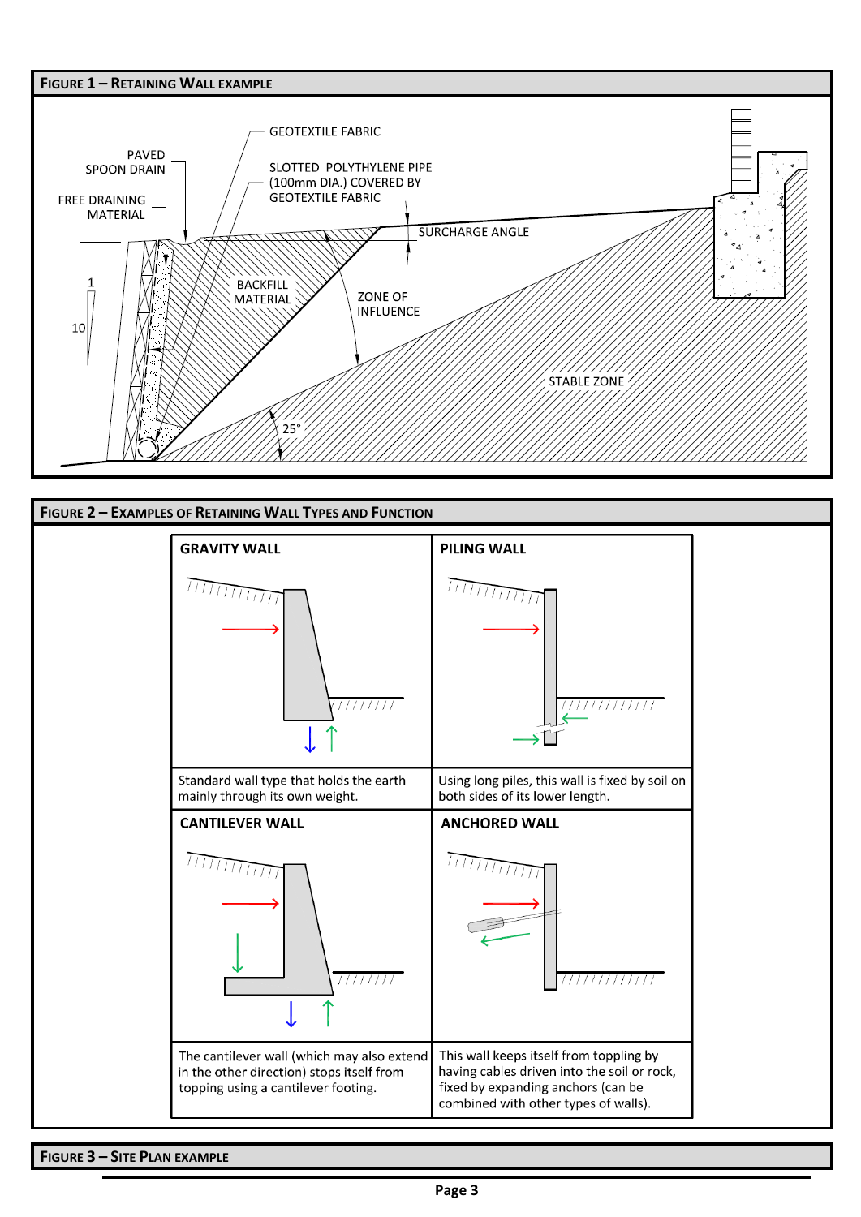## Figure 1 – Retaining Wall Example

PAVED SPOON DRAIN

FREE DRAINING MATERIAL

GEOTEXTILE FABRIC

SLOTTED POLYTHYLENE PIPE (100mm DIA.) COVERED BY GEOTEXTILE FABRIC

SURCHARGE ANGLE

BACKFILL MATERIAL

ZONE OF INFLUENCE

STABLE ZONE

1

10

25°

## Figure 2 – Examples of Retaining Wall Types and Function

| **GRAVITY WALL** | **PILING WALL** |
|---|---|
| Standard wall type that holds the earth mainly through its own weight. | Using long piles, this wall is fixed by soil on both sides of its lower length. |
| **CANTILEVER WALL** | **ANCHORED WALL** |
| The cantilever wall (which may also extend in the other direction) stops itself from topping using a cantilever footing. | This wall keeps itself from toppling by having cables driven into the soil or rock, fixed by expanding anchors (can be combined with other types of walls). |

## Figure 3 – Site Plan Example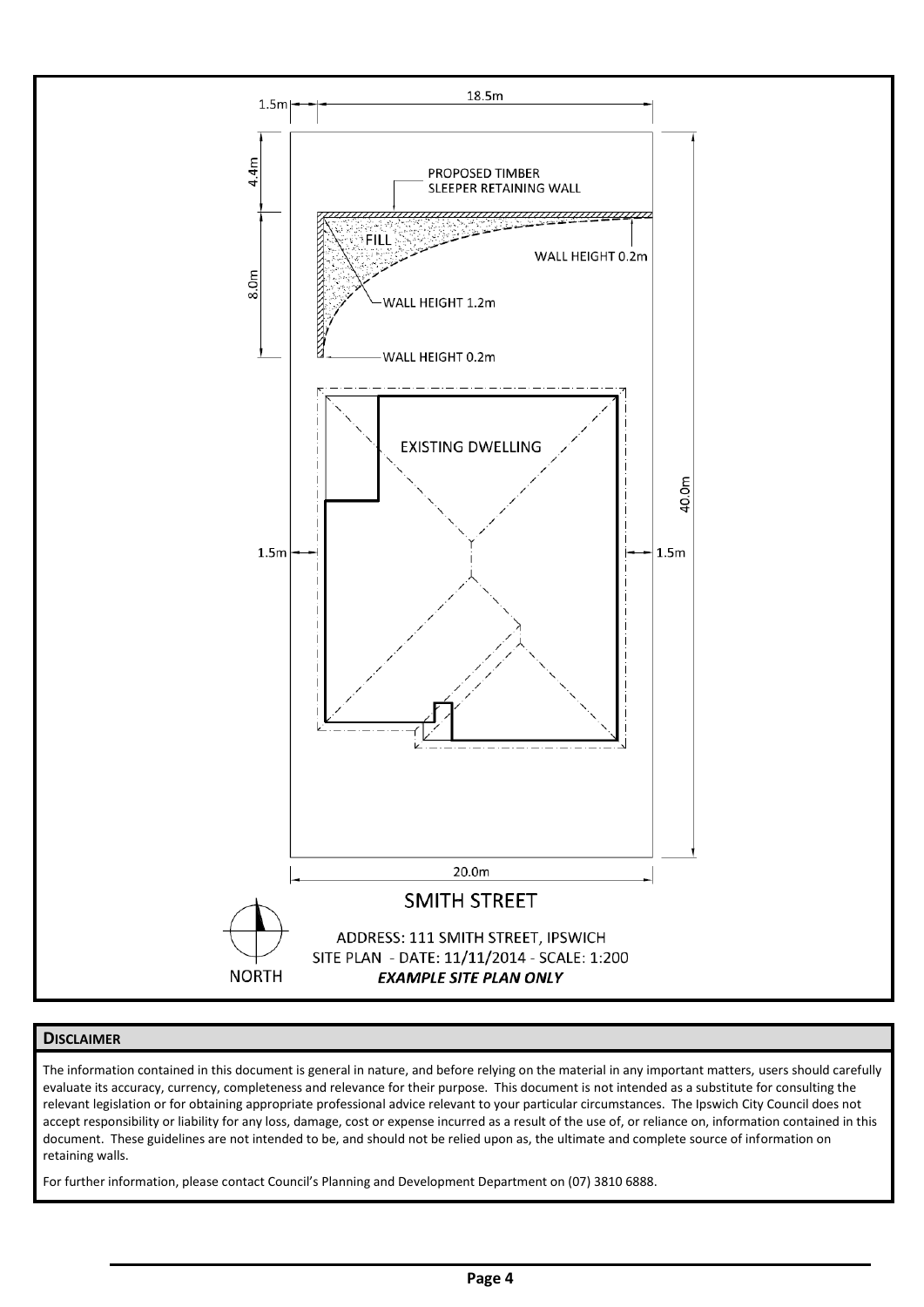1.5m

18.5m

4.4m

PROPOSED TIMBER
SLEEPER RETAINING WALL

FILL

WALL HEIGHT 0.2m

8.0m

WALL HEIGHT 1.2m

WALL HEIGHT 0.2m

EXISTING DWELLING

40.0m

1.5m

1.5m

20.0m

SMITH STREET

NORTH

ADDRESS: 111 SMITH STREET, IPSWICH
SITE PLAN - DATE: 11/11/2014 - SCALE: 1:200
***EXAMPLE SITE PLAN ONLY***

## Disclaimer

The information contained in this document is general in nature, and before relying on the material in any important matters, users should carefully evaluate its accuracy, currency, completeness and relevance for their purpose. This document is not intended as a substitute for consulting the relevant legislation or for obtaining appropriate professional advice relevant to your particular circumstances. The Ipswich City Council does not accept responsibility or liability for any loss, damage, cost or expense incurred as a result of the use of, or reliance on, information contained in this document. These guidelines are not intended to be, and should not be relied upon as, the ultimate and complete source of information on retaining walls.

For further information, please contact Council's Planning and Development Department on (07) 3810 6888.